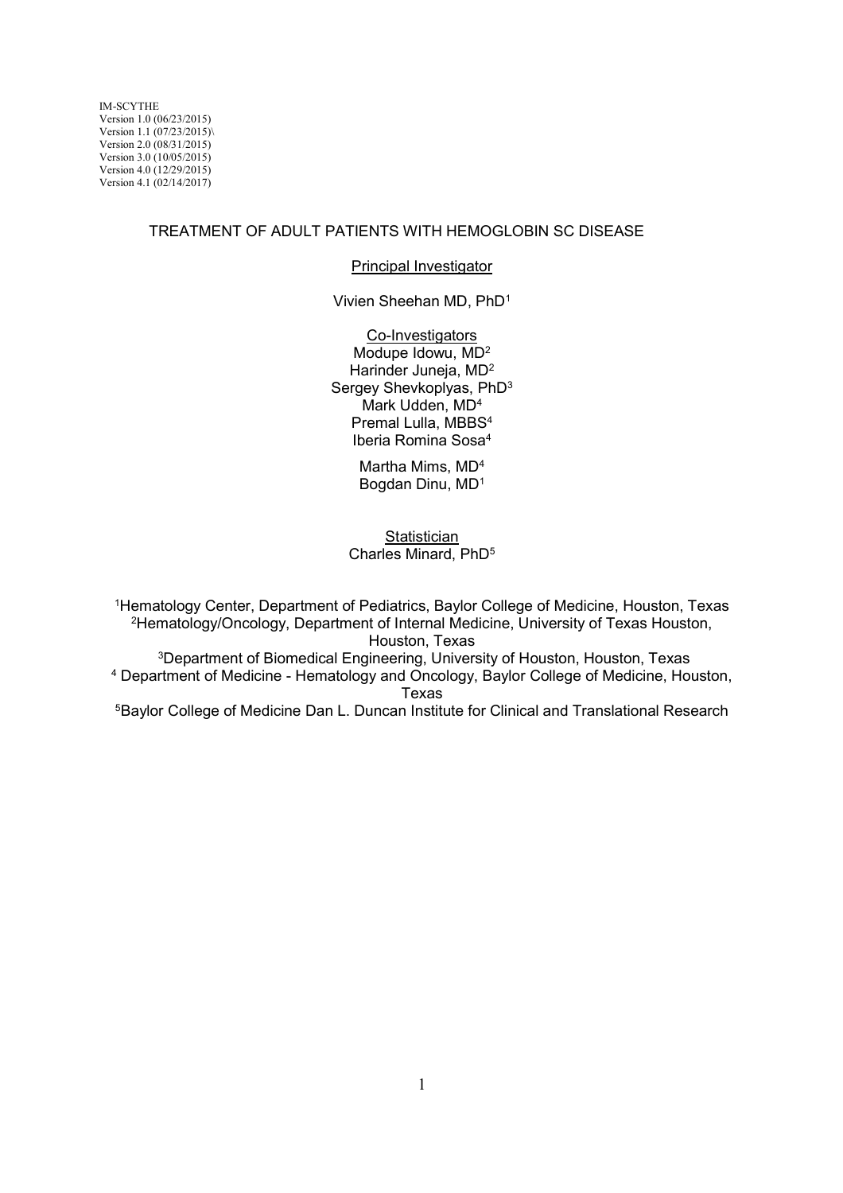IM-SCYTHE
Version 1.0 (06/23/2015)
Version 1.1 (07/23/2015)\
Version 2.0 (08/31/2015)
Version 3.0 (10/05/2015)
Version 4.0 (12/29/2015)
Version 4.1 (02/14/2017)

# TREATMENT OF ADULT PATIENTS WITH HEMOGLOBIN SC DISEASE

Principal Investigator

Vivien Sheehan MD, PhD[1]

Co-Investigators

Modupe Idowu, MD[2]
Harinder Juneja, MD[2]
Sergey Shevkoplyas, PhD[3]
Mark Udden, MD[4]
Premal Lulla, MBBS[4]
Iberia Romina Sosa[4]

Martha Mims, MD[4]
Bogdan Dinu, MD[1]

Statistician

Charles Minard, PhD[5]

[1]Hematology Center, Department of Pediatrics, Baylor College of Medicine, Houston, Texas
[2]Hematology/Oncology, Department of Internal Medicine, University of Texas Houston, Houston, Texas
[3]Department of Biomedical Engineering, University of Houston, Houston, Texas
[4] Department of Medicine - Hematology and Oncology, Baylor College of Medicine, Houston, Texas
[5]Baylor College of Medicine Dan L. Duncan Institute for Clinical and Translational Research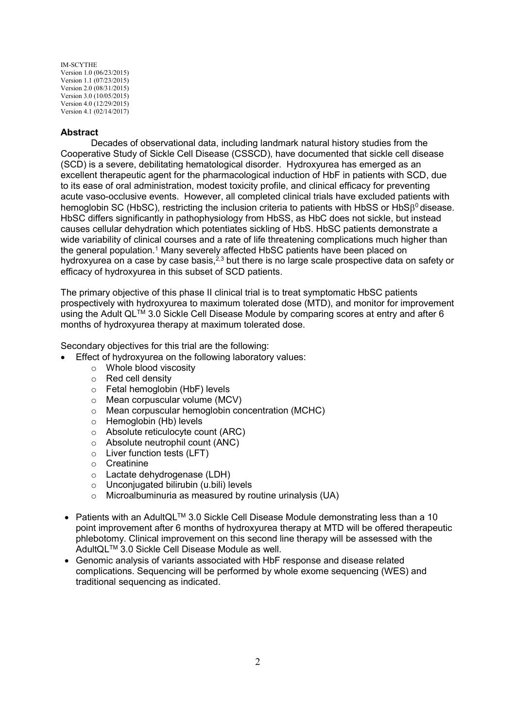IM-SCYTHE
Version 1.0 (06/23/2015)
Version 1.1 (07/23/2015)
Version 2.0 (08/31/2015)
Version 3.0 (10/05/2015)
Version 4.0 (12/29/2015)
Version 4.1 (02/14/2017)

### Abstract

Decades of observational data, including landmark natural history studies from the Cooperative Study of Sickle Cell Disease (CSSCD), have documented that sickle cell disease (SCD) is a severe, debilitating hematological disorder. Hydroxyurea has emerged as an excellent therapeutic agent for the pharmacological induction of HbF in patients with SCD, due to its ease of oral administration, modest toxicity profile, and clinical efficacy for preventing acute vaso-occlusive events. However, all completed clinical trials have excluded patients with hemoglobin SC (HbSC), restricting the inclusion criteria to patients with HbSS or HbS$\beta^0$ disease. HbSC differs significantly in pathophysiology from HbSS, as HbC does not sickle, but instead causes cellular dehydration which potentiates sickling of HbS. HbSC patients demonstrate a wide variability of clinical courses and a rate of life threatening complications much higher than the general population.[1] Many severely affected HbSC patients have been placed on hydroxyurea on a case by case basis,[2,3] but there is no large scale prospective data on safety or efficacy of hydroxyurea in this subset of SCD patients.

The primary objective of this phase II clinical trial is to treat symptomatic HbSC patients prospectively with hydroxyurea to maximum tolerated dose (MTD), and monitor for improvement using the Adult QL™ 3.0 Sickle Cell Disease Module by comparing scores at entry and after 6 months of hydroxyurea therapy at maximum tolerated dose.

Secondary objectives for this trial are the following:

- Effect of hydroxyurea on the following laboratory values:
  - Whole blood viscosity
  - Red cell density
  - Fetal hemoglobin (HbF) levels
  - Mean corpuscular volume (MCV)
  - Mean corpuscular hemoglobin concentration (MCHC)
  - Hemoglobin (Hb) levels
  - Absolute reticulocyte count (ARC)
  - Absolute neutrophil count (ANC)
  - Liver function tests (LFT)
  - Creatinine
  - Lactate dehydrogenase (LDH)
  - Unconjugated bilirubin (u.bili) levels
  - Microalbuminuria as measured by routine urinalysis (UA)
- Patients with an AdultQL™ 3.0 Sickle Cell Disease Module demonstrating less than a 10 point improvement after 6 months of hydroxyurea therapy at MTD will be offered therapeutic phlebotomy. Clinical improvement on this second line therapy will be assessed with the AdultQL™ 3.0 Sickle Cell Disease Module as well.
- Genomic analysis of variants associated with HbF response and disease related complications. Sequencing will be performed by whole exome sequencing (WES) and traditional sequencing as indicated.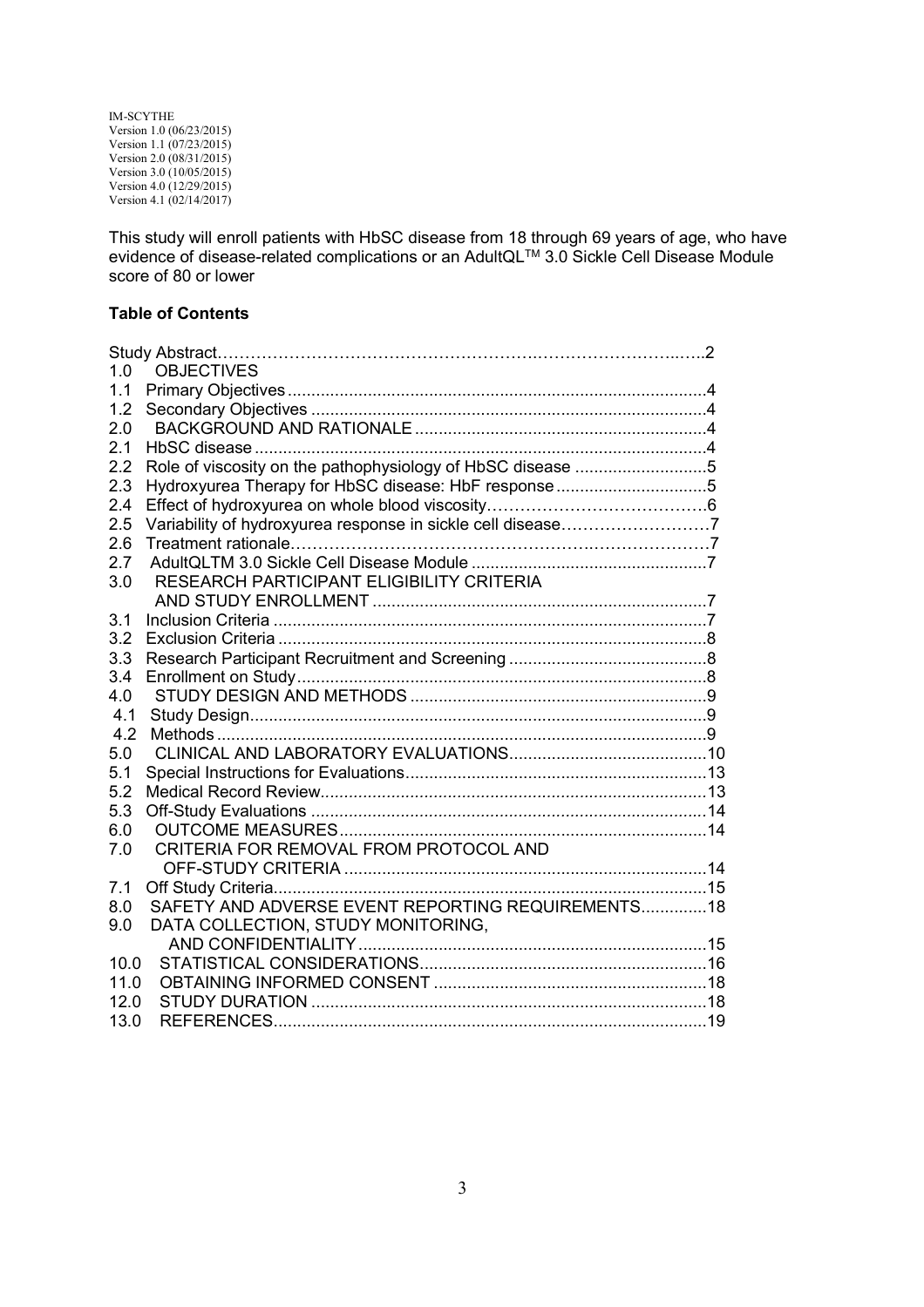IM-SCYTHE
Version 1.0 (06/23/2015)
Version 1.1 (07/23/2015)
Version 2.0 (08/31/2015)
Version 3.0 (10/05/2015)
Version 4.0 (12/29/2015)
Version 4.1 (02/14/2017)

This study will enroll patients with HbSC disease from 18 through 69 years of age, who have evidence of disease-related complications or an AdultQL™ 3.0 Sickle Cell Disease Module score of 80 or lower

**Table of Contents**

Study Abstract……………………………………………………………………………..2
1.0 OBJECTIVES
1.1 Primary Objectives ....................................................................................4
1.2 Secondary Objectives ..............................................................................4
2.0 BACKGROUND AND RATIONALE .........................................................4
2.1 HbSC disease ............................................................................................4
2.2 Role of viscosity on the pathophysiology of HbSC disease ..........................5
2.3 Hydroxyurea Therapy for HbSC disease: HbF response ..............................5
2.4 Effect of hydroxyurea on whole blood viscosity………………………………….6
2.5 Variability of hydroxyurea response in sickle cell disease………………………7
2.6 Treatment rationale…………………………………………………………………7
2.7 AdultQLTM 3.0 Sickle Cell Disease Module ...............................................7
3.0 RESEARCH PARTICIPANT ELIGIBILITY CRITERIA AND STUDY ENROLLMENT ...........................................................................7
3.1 Inclusion Criteria .......................................................................................7
3.2 Exclusion Criteria ......................................................................................8
3.3 Research Participant Recruitment and Screening .......................................8
3.4 Enrollment on Study...................................................................................8
4.0 STUDY DESIGN AND METHODS ..........................................................9
4.1 Study Design..............................................................................................9
4.2 Methods ....................................................................................................9
5.0 CLINICAL AND LABORATORY EVALUATIONS......................................10
5.1 Special Instructions for Evaluations.............................................................13
5.2 Medical Record Review...............................................................................13
5.3 Off-Study Evaluations .................................................................................14
6.0 OUTCOME MEASURES ..........................................................................14
7.0 CRITERIA FOR REMOVAL FROM PROTOCOL AND OFF-STUDY CRITERIA .........................................................................14
7.1 Off Study Criteria........................................................................................15
8.0 SAFETY AND ADVERSE EVENT REPORTING REQUIREMENTS..............18
9.0 DATA COLLECTION, STUDY MONITORING, AND CONFIDENTIALITY ......................................................................15
10.0 STATISTICAL CONSIDERATIONS..........................................................16
11.0 OBTAINING INFORMED CONSENT .......................................................18
12.0 STUDY DURATION ................................................................................18
13.0 REFERENCES.........................................................................................19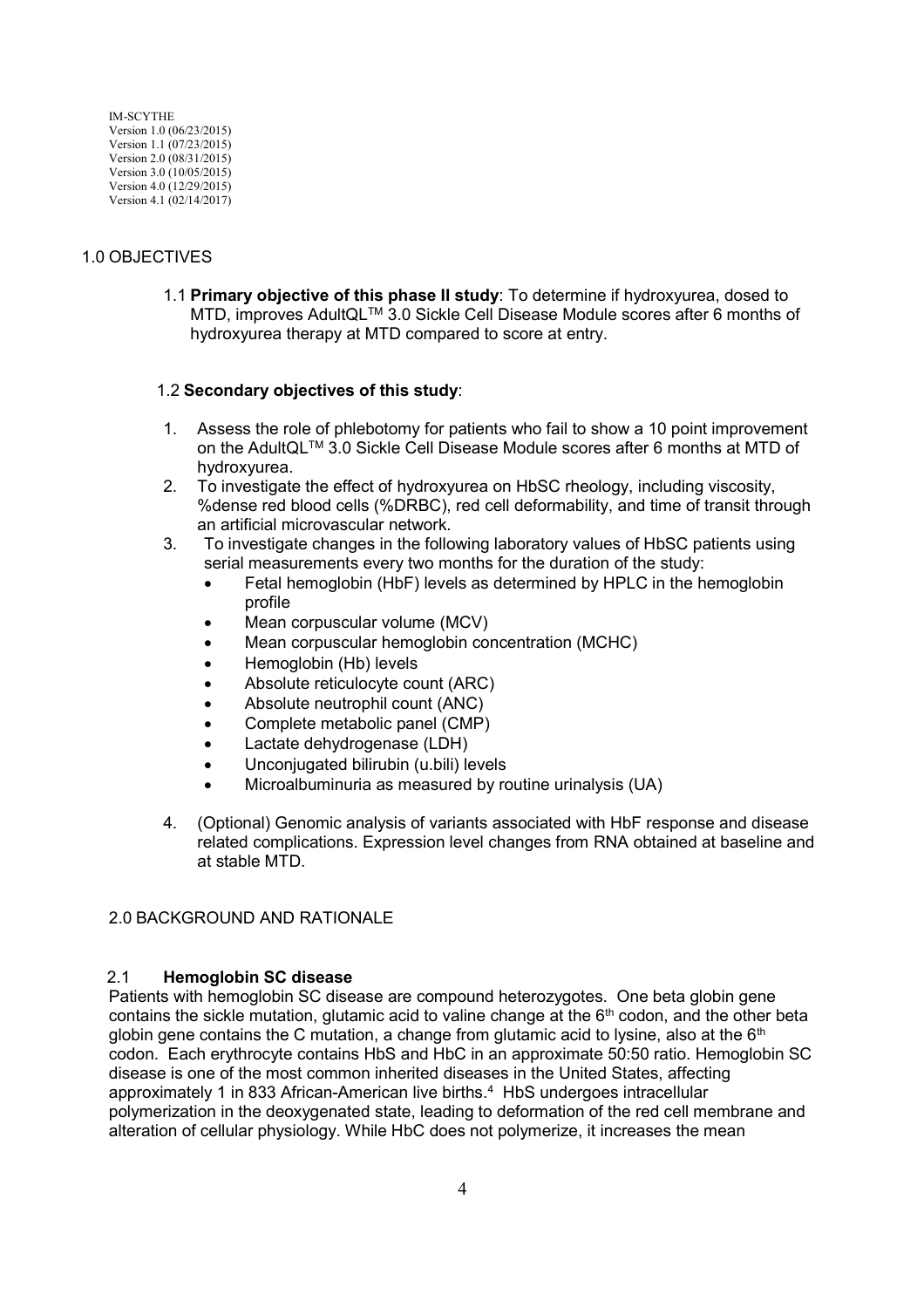IM-SCYTHE
Version 1.0 (06/23/2015)
Version 1.1 (07/23/2015)
Version 2.0 (08/31/2015)
Version 3.0 (10/05/2015)
Version 4.0 (12/29/2015)
Version 4.1 (02/14/2017)

## 1.0 OBJECTIVES

1.1 **Primary objective of this phase II study**: To determine if hydroxyurea, dosed to MTD, improves AdultQL™ 3.0 Sickle Cell Disease Module scores after 6 months of hydroxyurea therapy at MTD compared to score at entry.

### 1.2 Secondary objectives of this study:

1. Assess the role of phlebotomy for patients who fail to show a 10 point improvement on the AdultQL™ 3.0 Sickle Cell Disease Module scores after 6 months at MTD of hydroxyurea.
2. To investigate the effect of hydroxyurea on HbSC rheology, including viscosity, %dense red blood cells (%DRBC), red cell deformability, and time of transit through an artificial microvascular network.
3. To investigate changes in the following laboratory values of HbSC patients using serial measurements every two months for the duration of the study:
   - Fetal hemoglobin (HbF) levels as determined by HPLC in the hemoglobin profile
   - Mean corpuscular volume (MCV)
   - Mean corpuscular hemoglobin concentration (MCHC)
   - Hemoglobin (Hb) levels
   - Absolute reticulocyte count (ARC)
   - Absolute neutrophil count (ANC)
   - Complete metabolic panel (CMP)
   - Lactate dehydrogenase (LDH)
   - Unconjugated bilirubin (u.bili) levels
   - Microalbuminuria as measured by routine urinalysis (UA)
4. (Optional) Genomic analysis of variants associated with HbF response and disease related complications. Expression level changes from RNA obtained at baseline and at stable MTD.

## 2.0 BACKGROUND AND RATIONALE

### 2.1 Hemoglobin SC disease

Patients with hemoglobin SC disease are compound heterozygotes. One beta globin gene contains the sickle mutation, glutamic acid to valine change at the 6th codon, and the other beta globin gene contains the C mutation, a change from glutamic acid to lysine, also at the 6th codon. Each erythrocyte contains HbS and HbC in an approximate 50:50 ratio. Hemoglobin SC disease is one of the most common inherited diseases in the United States, affecting approximately 1 in 833 African-American live births.[4] HbS undergoes intracellular polymerization in the deoxygenated state, leading to deformation of the red cell membrane and alteration of cellular physiology. While HbC does not polymerize, it increases the mean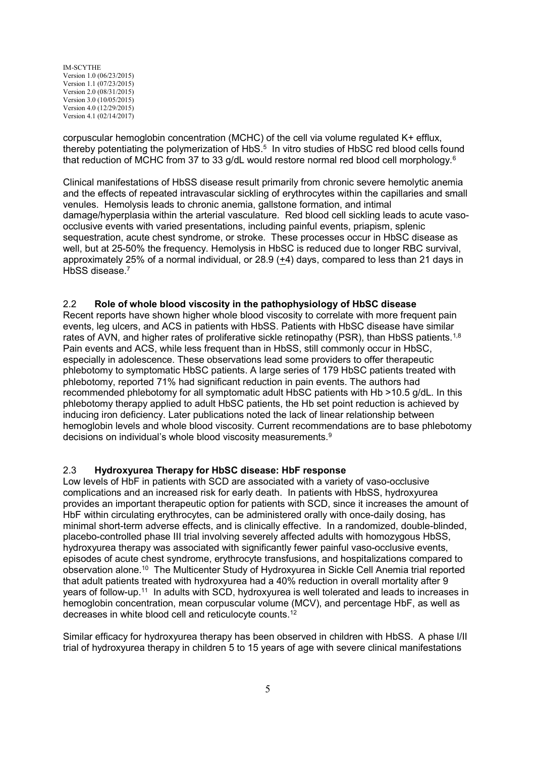corpuscular hemoglobin concentration (MCHC) of the cell via volume regulated $K^+$ efflux, thereby potentiating the polymerization of HbS.[5] In vitro studies of HbSC red blood cells found that reduction of MCHC from 37 to 33 g/dL would restore normal red blood cell morphology.[6]

Clinical manifestations of HbSS disease result primarily from chronic severe hemolytic anemia and the effects of repeated intravascular sickling of erythrocytes within the capillaries and small venules. Hemolysis leads to chronic anemia, gallstone formation, and intimal damage/hyperplasia within the arterial vasculature. Red blood cell sickling leads to acute vaso-occlusive events with varied presentations, including painful events, priapism, splenic sequestration, acute chest syndrome, or stroke. These processes occur in HbSC disease as well, but at 25-50% the frequency. Hemolysis in HbSC is reduced due to longer RBC survival, approximately 25% of a normal individual, or 28.9 ($\pm$4) days, compared to less than 21 days in HbSS disease.[7]

## 2.2 Role of whole blood viscosity in the pathophysiology of HbSC disease

Recent reports have shown higher whole blood viscosity to correlate with more frequent pain events, leg ulcers, and ACS in patients with HbSS. Patients with HbSC disease have similar rates of AVN, and higher rates of proliferative sickle retinopathy (PSR), than HbSS patients.[1,8] Pain events and ACS, while less frequent than in HbSS, still commonly occur in HbSC, especially in adolescence. These observations lead some providers to offer therapeutic phlebotomy to symptomatic HbSC patients. A large series of 179 HbSC patients treated with phlebotomy, reported 71% had significant reduction in pain events. The authors had recommended phlebotomy for all symptomatic adult HbSC patients with Hb >10.5 g/dL. In this phlebotomy therapy applied to adult HbSC patients, the Hb set point reduction is achieved by inducing iron deficiency. Later publications noted the lack of linear relationship between hemoglobin levels and whole blood viscosity. Current recommendations are to base phlebotomy decisions on individual's whole blood viscosity measurements.[9]

## 2.3 Hydroxyurea Therapy for HbSC disease: HbF response

Low levels of HbF in patients with SCD are associated with a variety of vaso-occlusive complications and an increased risk for early death. In patients with HbSS, hydroxyurea provides an important therapeutic option for patients with SCD, since it increases the amount of HbF within circulating erythrocytes, can be administered orally with once-daily dosing, has minimal short-term adverse effects, and is clinically effective. In a randomized, double-blinded, placebo-controlled phase III trial involving severely affected adults with homozygous HbSS, hydroxyurea therapy was associated with significantly fewer painful vaso-occlusive events, episodes of acute chest syndrome, erythrocyte transfusions, and hospitalizations compared to observation alone.[10] The Multicenter Study of Hydroxyurea in Sickle Cell Anemia trial reported that adult patients treated with hydroxyurea had a 40% reduction in overall mortality after 9 years of follow-up.[11] In adults with SCD, hydroxyurea is well tolerated and leads to increases in hemoglobin concentration, mean corpuscular volume (MCV), and percentage HbF, as well as decreases in white blood cell and reticulocyte counts.[12]

Similar efficacy for hydroxyurea therapy has been observed in children with HbSS. A phase I/II trial of hydroxyurea therapy in children 5 to 15 years of age with severe clinical manifestations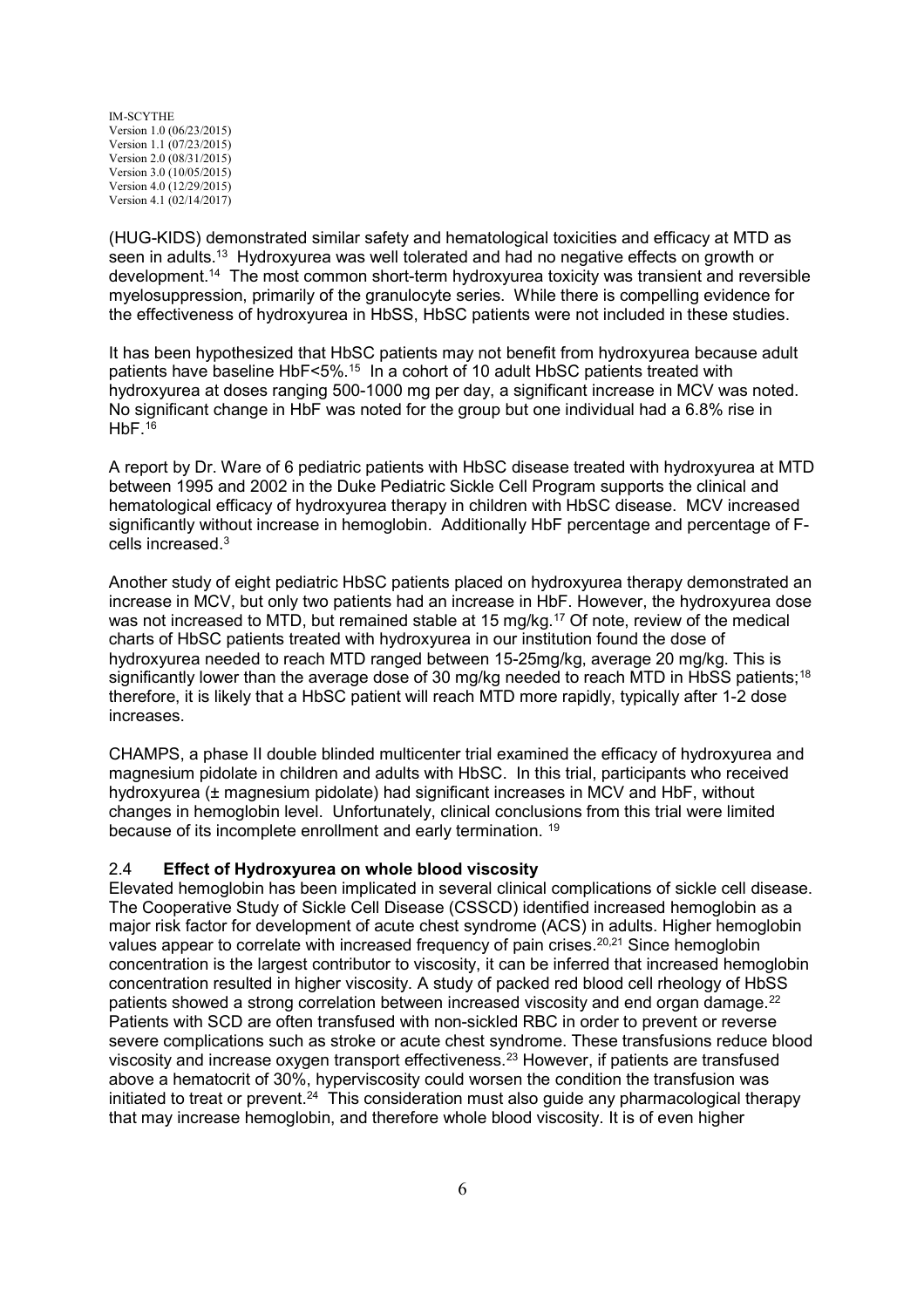(HUG-KIDS) demonstrated similar safety and hematological toxicities and efficacy at MTD as seen in adults.[13] Hydroxyurea was well tolerated and had no negative effects on growth or development.[14] The most common short-term hydroxyurea toxicity was transient and reversible myelosuppression, primarily of the granulocyte series. While there is compelling evidence for the effectiveness of hydroxyurea in HbSS, HbSC patients were not included in these studies.

It has been hypothesized that HbSC patients may not benefit from hydroxyurea because adult patients have baseline HbF<5%.[15] In a cohort of 10 adult HbSC patients treated with hydroxyurea at doses ranging 500-1000 mg per day, a significant increase in MCV was noted. No significant change in HbF was noted for the group but one individual had a 6.8% rise in HbF.[16]

A report by Dr. Ware of 6 pediatric patients with HbSC disease treated with hydroxyurea at MTD between 1995 and 2002 in the Duke Pediatric Sickle Cell Program supports the clinical and hematological efficacy of hydroxyurea therapy in children with HbSC disease. MCV increased significantly without increase in hemoglobin. Additionally HbF percentage and percentage of F-cells increased.[3]

Another study of eight pediatric HbSC patients placed on hydroxyurea therapy demonstrated an increase in MCV, but only two patients had an increase in HbF. However, the hydroxyurea dose was not increased to MTD, but remained stable at 15 mg/kg.[17] Of note, review of the medical charts of HbSC patients treated with hydroxyurea in our institution found the dose of hydroxyurea needed to reach MTD ranged between 15-25mg/kg, average 20 mg/kg. This is significantly lower than the average dose of 30 mg/kg needed to reach MTD in HbSS patients;[18] therefore, it is likely that a HbSC patient will reach MTD more rapidly, typically after 1-2 dose increases.

CHAMPS, a phase II double blinded multicenter trial examined the efficacy of hydroxyurea and magnesium pidolate in children and adults with HbSC. In this trial, participants who received hydroxyurea (± magnesium pidolate) had significant increases in MCV and HbF, without changes in hemoglobin level. Unfortunately, clinical conclusions from this trial were limited because of its incomplete enrollment and early termination.[19]

### 2.4 **Effect of Hydroxyurea on whole blood viscosity**

Elevated hemoglobin has been implicated in several clinical complications of sickle cell disease. The Cooperative Study of Sickle Cell Disease (CSSCD) identified increased hemoglobin as a major risk factor for development of acute chest syndrome (ACS) in adults. Higher hemoglobin values appear to correlate with increased frequency of pain crises.[20,21] Since hemoglobin concentration is the largest contributor to viscosity, it can be inferred that increased hemoglobin concentration resulted in higher viscosity. A study of packed red blood cell rheology of HbSS patients showed a strong correlation between increased viscosity and end organ damage.[22] Patients with SCD are often transfused with non-sickled RBC in order to prevent or reverse severe complications such as stroke or acute chest syndrome. These transfusions reduce blood viscosity and increase oxygen transport effectiveness.[23] However, if patients are transfused above a hematocrit of 30%, hyperviscosity could worsen the condition the transfusion was initiated to treat or prevent.[24] This consideration must also guide any pharmacological therapy that may increase hemoglobin, and therefore whole blood viscosity. It is of even higher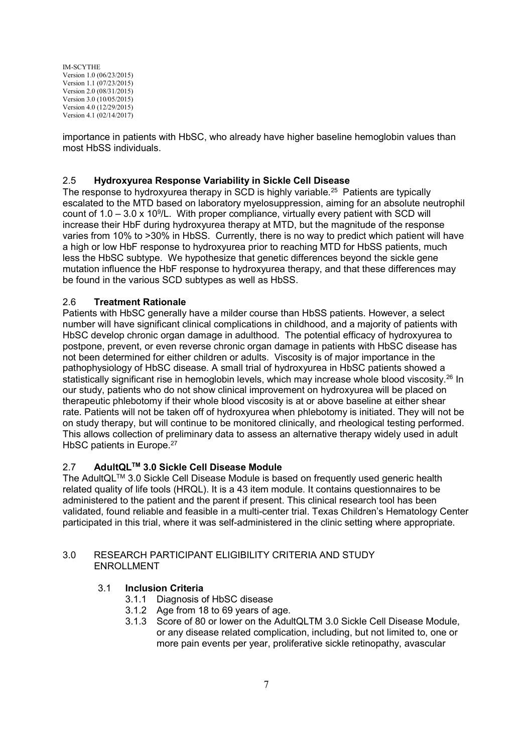importance in patients with HbSC, who already have higher baseline hemoglobin values than most HbSS individuals.

### 2.5 Hydroxyurea Response Variability in Sickle Cell Disease

The response to hydroxyurea therapy in SCD is highly variable.[25] Patients are typically escalated to the MTD based on laboratory myelosuppression, aiming for an absolute neutrophil count of $1.0 – 3.0 \times 10^9$/L. With proper compliance, virtually every patient with SCD will increase their HbF during hydroxyurea therapy at MTD, but the magnitude of the response varies from 10% to >30% in HbSS. Currently, there is no way to predict which patient will have a high or low HbF response to hydroxyurea prior to reaching MTD for HbSS patients, much less the HbSC subtype. We hypothesize that genetic differences beyond the sickle gene mutation influence the HbF response to hydroxyurea therapy, and that these differences may be found in the various SCD subtypes as well as HbSS.

### 2.6 Treatment Rationale

Patients with HbSC generally have a milder course than HbSS patients. However, a select number will have significant clinical complications in childhood, and a majority of patients with HbSC develop chronic organ damage in adulthood. The potential efficacy of hydroxyurea to postpone, prevent, or even reverse chronic organ damage in patients with HbSC disease has not been determined for either children or adults. Viscosity is of major importance in the pathophysiology of HbSC disease. A small trial of hydroxyurea in HbSC patients showed a statistically significant rise in hemoglobin levels, which may increase whole blood viscosity.[26] In our study, patients who do not show clinical improvement on hydroxyurea will be placed on therapeutic phlebotomy if their whole blood viscosity is at or above baseline at either shear rate. Patients will not be taken off of hydroxyurea when phlebotomy is initiated. They will not be on study therapy, but will continue to be monitored clinically, and rheological testing performed. This allows collection of preliminary data to assess an alternative therapy widely used in adult HbSC patients in Europe.[27]

### 2.7 AdultQL™ 3.0 Sickle Cell Disease Module

The AdultQL™ 3.0 Sickle Cell Disease Module is based on frequently used generic health related quality of life tools (HRQL). It is a 43 item module. It contains questionnaires to be administered to the patient and the parent if present. This clinical research tool has been validated, found reliable and feasible in a multi-center trial. Texas Children's Hematology Center participated in this trial, where it was self-administered in the clinic setting where appropriate.

## 3.0 RESEARCH PARTICIPANT ELIGIBILITY CRITERIA AND STUDY ENROLLMENT

### 3.1 Inclusion Criteria

- 3.1.1 Diagnosis of HbSC disease
- 3.1.2 Age from 18 to 69 years of age.
- 3.1.3 Score of 80 or lower on the AdultQLTM 3.0 Sickle Cell Disease Module, or any disease related complication, including, but not limited to, one or more pain events per year, proliferative sickle retinopathy, avascular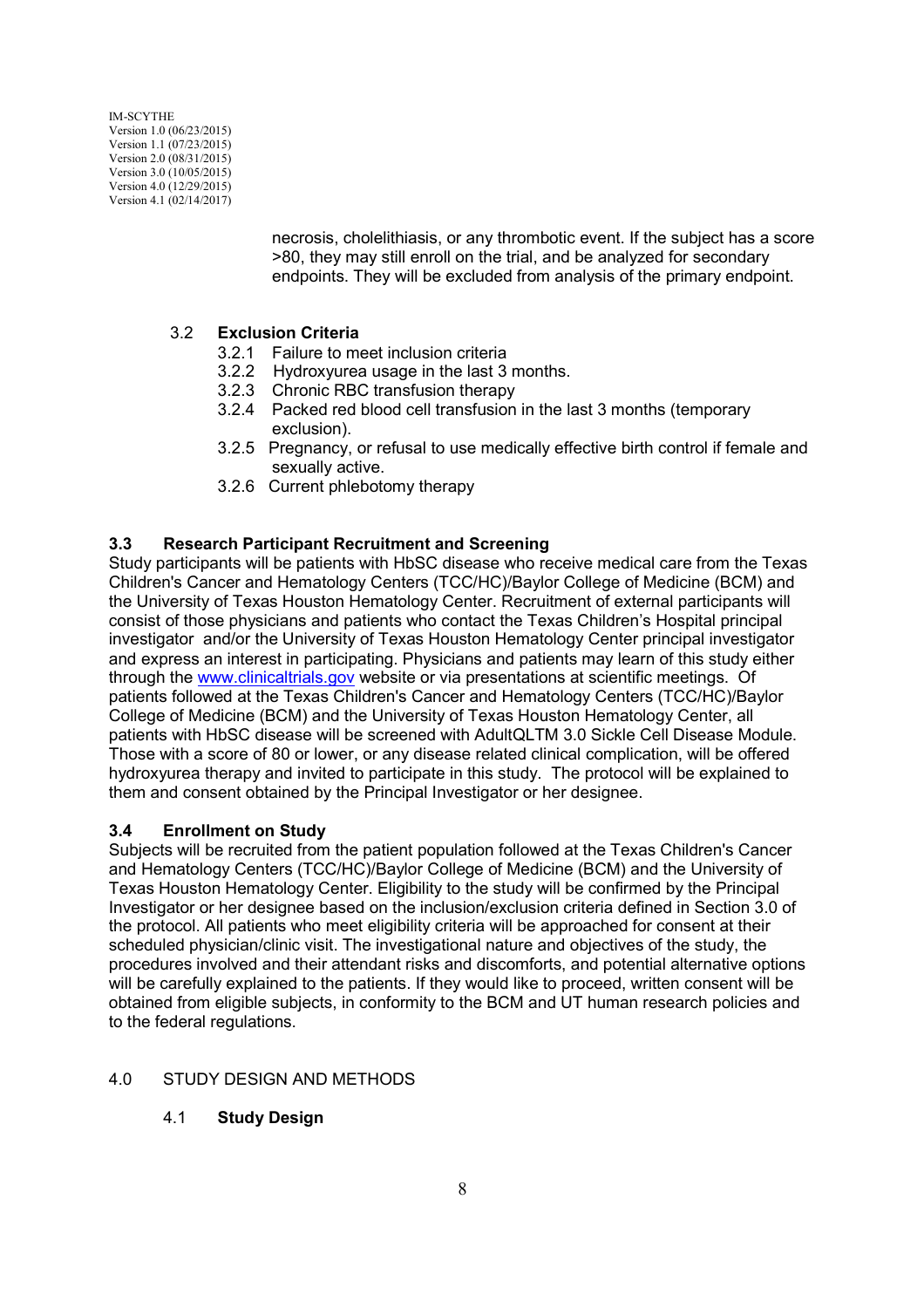necrosis, cholelithiasis, or any thrombotic event. If the subject has a score >80, they may still enroll on the trial, and be analyzed for secondary endpoints. They will be excluded from analysis of the primary endpoint.

### 3.2 Exclusion Criteria

- 3.2.1 Failure to meet inclusion criteria
- 3.2.2 Hydroxyurea usage in the last 3 months.
- 3.2.3 Chronic RBC transfusion therapy
- 3.2.4 Packed red blood cell transfusion in the last 3 months (temporary exclusion).
- 3.2.5 Pregnancy, or refusal to use medically effective birth control if female and sexually active.
- 3.2.6 Current phlebotomy therapy

### 3.3 Research Participant Recruitment and Screening

Study participants will be patients with HbSC disease who receive medical care from the Texas Children's Cancer and Hematology Centers (TCC/HC)/Baylor College of Medicine (BCM) and the University of Texas Houston Hematology Center. Recruitment of external participants will consist of those physicians and patients who contact the Texas Children's Hospital principal investigator and/or the University of Texas Houston Hematology Center principal investigator and express an interest in participating. Physicians and patients may learn of this study either through the www.clinicaltrials.gov website or via presentations at scientific meetings. Of patients followed at the Texas Children's Cancer and Hematology Centers (TCC/HC)/Baylor College of Medicine (BCM) and the University of Texas Houston Hematology Center, all patients with HbSC disease will be screened with AdultQLTM 3.0 Sickle Cell Disease Module. Those with a score of 80 or lower, or any disease related clinical complication, will be offered hydroxyurea therapy and invited to participate in this study. The protocol will be explained to them and consent obtained by the Principal Investigator or her designee.

### 3.4 Enrollment on Study

Subjects will be recruited from the patient population followed at the Texas Children's Cancer and Hematology Centers (TCC/HC)/Baylor College of Medicine (BCM) and the University of Texas Houston Hematology Center. Eligibility to the study will be confirmed by the Principal Investigator or her designee based on the inclusion/exclusion criteria defined in Section 3.0 of the protocol. All patients who meet eligibility criteria will be approached for consent at their scheduled physician/clinic visit. The investigational nature and objectives of the study, the procedures involved and their attendant risks and discomforts, and potential alternative options will be carefully explained to the patients. If they would like to proceed, written consent will be obtained from eligible subjects, in conformity to the BCM and UT human research policies and to the federal regulations.

## 4.0 STUDY DESIGN AND METHODS

### 4.1 Study Design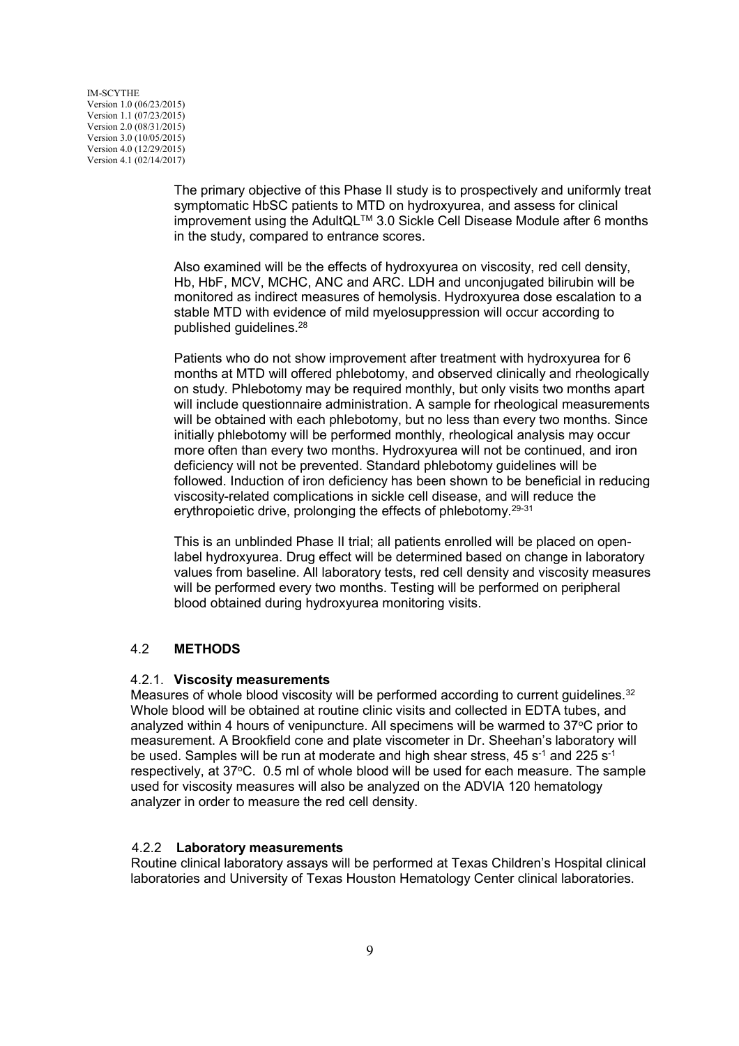The primary objective of this Phase II study is to prospectively and uniformly treat symptomatic HbSC patients to MTD on hydroxyurea, and assess for clinical improvement using the AdultQL™ 3.0 Sickle Cell Disease Module after 6 months in the study, compared to entrance scores.

Also examined will be the effects of hydroxyurea on viscosity, red cell density, Hb, HbF, MCV, MCHC, ANC and ARC. LDH and unconjugated bilirubin will be monitored as indirect measures of hemolysis. Hydroxyurea dose escalation to a stable MTD with evidence of mild myelosuppression will occur according to published guidelines.[28]

Patients who do not show improvement after treatment with hydroxyurea for 6 months at MTD will offered phlebotomy, and observed clinically and rheologically on study. Phlebotomy may be required monthly, but only visits two months apart will include questionnaire administration. A sample for rheological measurements will be obtained with each phlebotomy, but no less than every two months. Since initially phlebotomy will be performed monthly, rheological analysis may occur more often than every two months. Hydroxyurea will not be continued, and iron deficiency will not be prevented. Standard phlebotomy guidelines will be followed. Induction of iron deficiency has been shown to be beneficial in reducing viscosity-related complications in sickle cell disease, and will reduce the erythropoietic drive, prolonging the effects of phlebotomy.[29-31]

This is an unblinded Phase II trial; all patients enrolled will be placed on open-label hydroxyurea. Drug effect will be determined based on change in laboratory values from baseline. All laboratory tests, red cell density and viscosity measures will be performed every two months. Testing will be performed on peripheral blood obtained during hydroxyurea monitoring visits.

## 4.2 METHODS

### 4.2.1. Viscosity measurements

Measures of whole blood viscosity will be performed according to current guidelines.[32] Whole blood will be obtained at routine clinic visits and collected in EDTA tubes, and analyzed within 4 hours of venipuncture. All specimens will be warmed to 37°C prior to measurement. A Brookfield cone and plate viscometer in Dr. Sheehan's laboratory will be used. Samples will be run at moderate and high shear stress, 45 $s^{-1}$ and 225 $s^{-1}$ respectively, at 37°C. 0.5 ml of whole blood will be used for each measure. The sample used for viscosity measures will also be analyzed on the ADVIA 120 hematology analyzer in order to measure the red cell density.

### 4.2.2 Laboratory measurements

Routine clinical laboratory assays will be performed at Texas Children's Hospital clinical laboratories and University of Texas Houston Hematology Center clinical laboratories.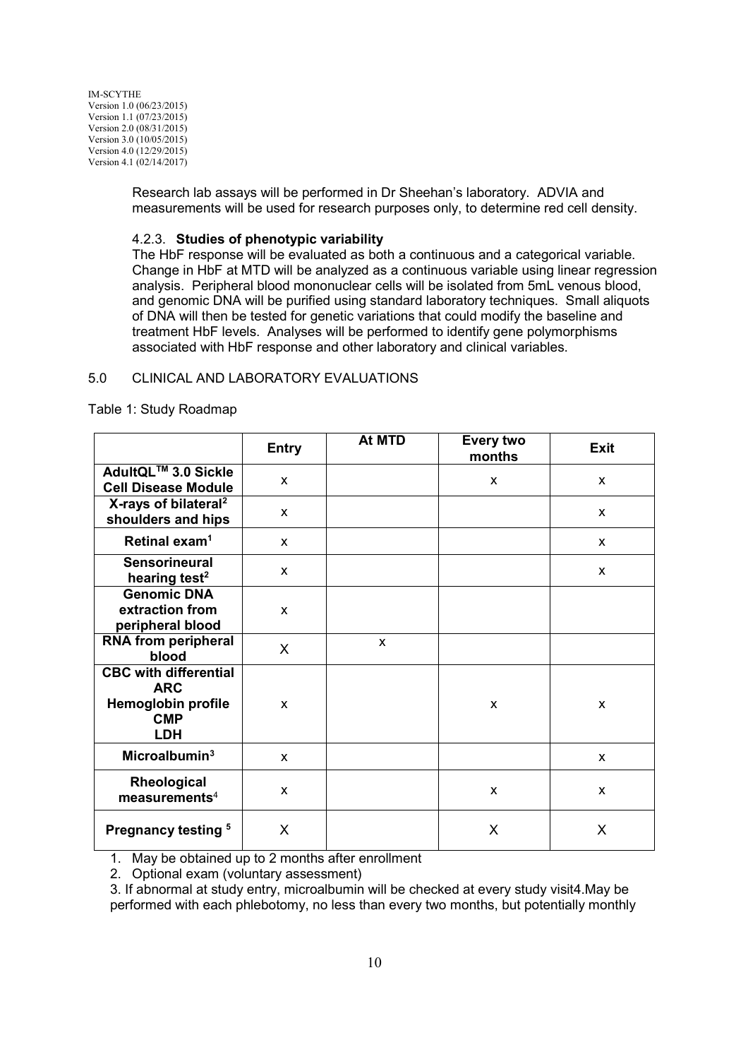Research lab assays will be performed in Dr Sheehan's laboratory. ADVIA and measurements will be used for research purposes only, to determine red cell density.

#### 4.2.3. **Studies of phenotypic variability**

The HbF response will be evaluated as both a continuous and a categorical variable. Change in HbF at MTD will be analyzed as a continuous variable using linear regression analysis. Peripheral blood mononuclear cells will be isolated from 5mL venous blood, and genomic DNA will be purified using standard laboratory techniques. Small aliquots of DNA will then be tested for genetic variations that could modify the baseline and treatment HbF levels. Analyses will be performed to identify gene polymorphisms associated with HbF response and other laboratory and clinical variables.

## 5.0 CLINICAL AND LABORATORY EVALUATIONS

Table 1: Study Roadmap

| | Entry | At MTD | Every two months | Exit |
|---|---|---|---|---|
| **AdultQL™ 3.0 Sickle Cell Disease Module** | x | | x | x |
| **X-rays of bilateral[2] shoulders and hips** | x | | | x |
| **Retinal exam[1]** | x | | | x |
| **Sensorineural hearing test[2]** | x | | | x |
| **Genomic DNA extraction from peripheral blood** | x | | | |
| **RNA from peripheral blood** | X | x | | |
| **CBC with differential ARC Hemoglobin profile CMP LDH** | x | | x | x |
| **Microalbumin[3]** | x | | | x |
| **Rheological measurements[4]** | x | | x | x |
| **Pregnancy testing [5]** | X | | X | X |

1. May be obtained up to 2 months after enrollment
2. Optional exam (voluntary assessment)

3. If abnormal at study entry, microalbumin will be checked at every study visit4.May be performed with each phlebotomy, no less than every two months, but potentially monthly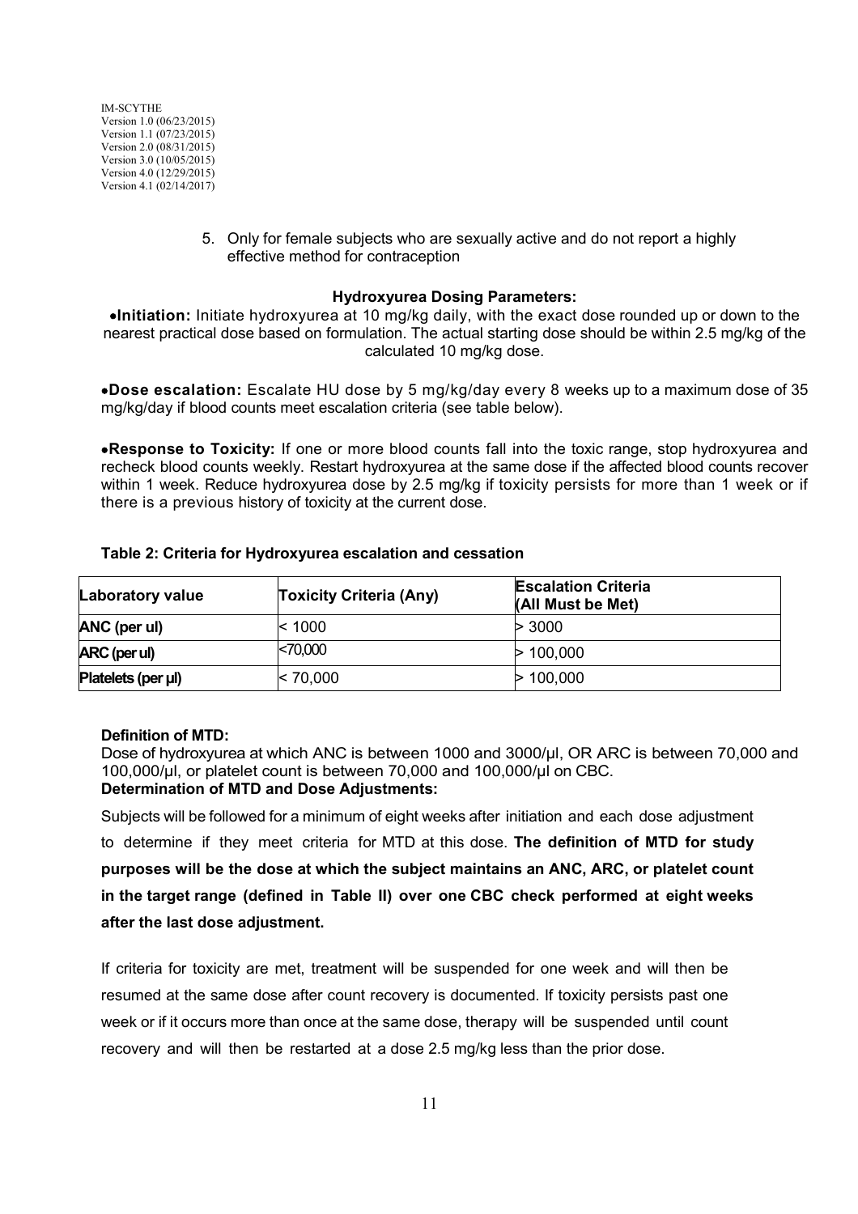5. Only for female subjects who are sexually active and do not report a highly effective method for contraception

**Hydroxyurea Dosing Parameters:**

- **Initiation:** Initiate hydroxyurea at 10 mg/kg daily, with the exact dose rounded up or down to the nearest practical dose based on formulation. The actual starting dose should be within 2.5 mg/kg of the calculated 10 mg/kg dose.

- **Dose escalation:** Escalate HU dose by 5 mg/kg/day every 8 weeks up to a maximum dose of 35 mg/kg/day if blood counts meet escalation criteria (see table below).

- **Response to Toxicity:** If one or more blood counts fall into the toxic range, stop hydroxyurea and recheck blood counts weekly. Restart hydroxyurea at the same dose if the affected blood counts recover within 1 week. Reduce hydroxyurea dose by 2.5 mg/kg if toxicity persists for more than 1 week or if there is a previous history of toxicity at the current dose.

**Table 2: Criteria for Hydroxyurea escalation and cessation**

| Laboratory value | Toxicity Criteria (Any) | Escalation Criteria (All Must be Met) |
|---|---|---|
| **ANC (per ul)** | < 1000 | > 3000 |
| **ARC (per ul)** | <70,000 | > 100,000 |
| **Platelets (per µl)** | < 70,000 | > 100,000 |

**Definition of MTD:**

Dose of hydroxyurea at which ANC is between 1000 and 3000/µl, OR ARC is between 70,000 and 100,000/µl, or platelet count is between 70,000 and 100,000/µl on CBC.

**Determination of MTD and Dose Adjustments:**

Subjects will be followed for a minimum of eight weeks after initiation and each dose adjustment to determine if they meet criteria for MTD at this dose. **The definition of MTD for study purposes will be the dose at which the subject maintains an ANC, ARC, or platelet count in the target range (defined in Table II) over one CBC check performed at eight weeks after the last dose adjustment.**

If criteria for toxicity are met, treatment will be suspended for one week and will then be resumed at the same dose after count recovery is documented. If toxicity persists past one week or if it occurs more than once at the same dose, therapy will be suspended until count recovery and will then be restarted at a dose 2.5 mg/kg less than the prior dose.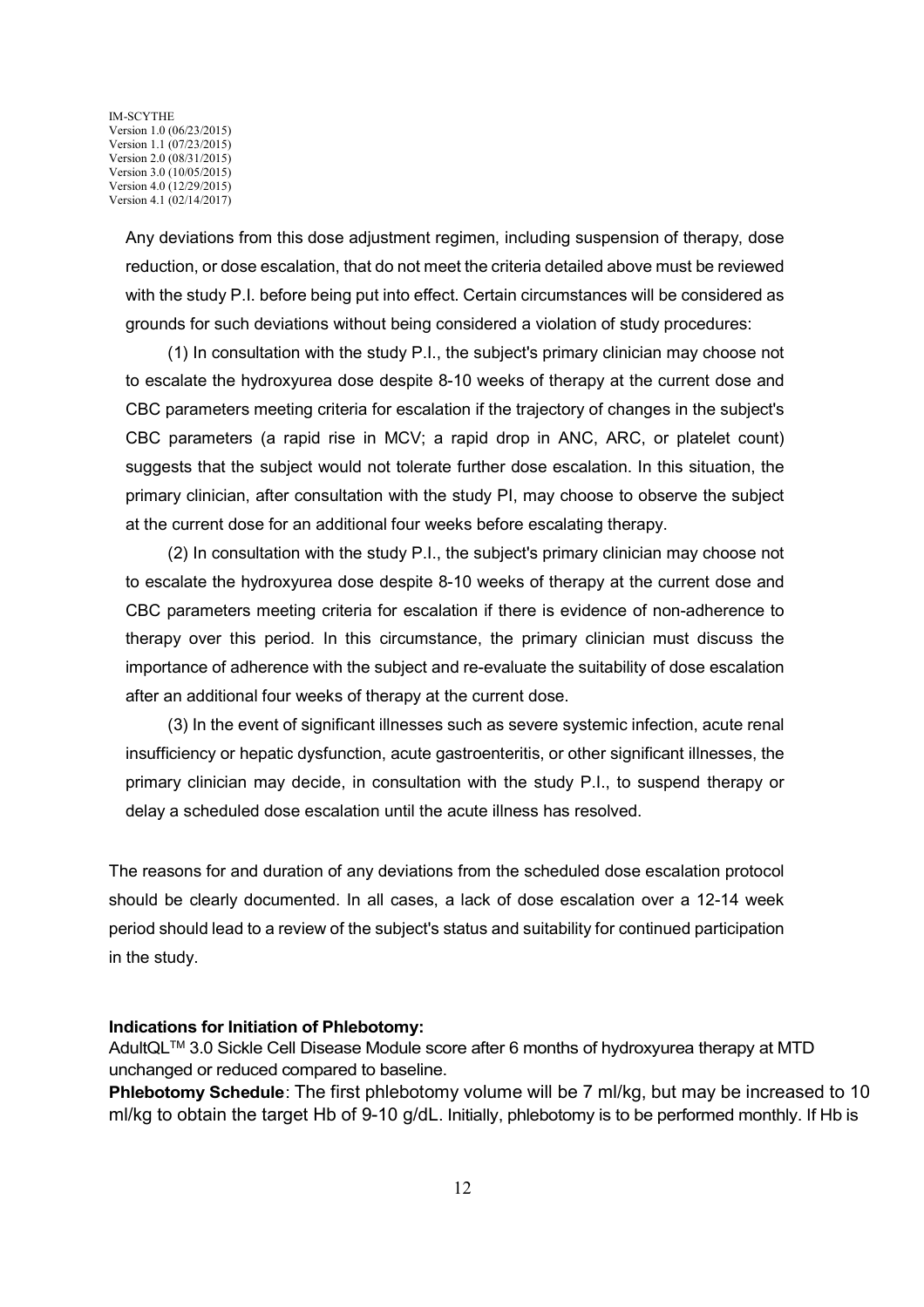Any deviations from this dose adjustment regimen, including suspension of therapy, dose reduction, or dose escalation, that do not meet the criteria detailed above must be reviewed with the study P.I. before being put into effect. Certain circumstances will be considered as grounds for such deviations without being considered a violation of study procedures:

(1) In consultation with the study P.I., the subject's primary clinician may choose not to escalate the hydroxyurea dose despite 8-10 weeks of therapy at the current dose and CBC parameters meeting criteria for escalation if the trajectory of changes in the subject's CBC parameters (a rapid rise in MCV; a rapid drop in ANC, ARC, or platelet count) suggests that the subject would not tolerate further dose escalation. In this situation, the primary clinician, after consultation with the study PI, may choose to observe the subject at the current dose for an additional four weeks before escalating therapy.

(2) In consultation with the study P.I., the subject's primary clinician may choose not to escalate the hydroxyurea dose despite 8-10 weeks of therapy at the current dose and CBC parameters meeting criteria for escalation if there is evidence of non-adherence to therapy over this period. In this circumstance, the primary clinician must discuss the importance of adherence with the subject and re-evaluate the suitability of dose escalation after an additional four weeks of therapy at the current dose.

(3) In the event of significant illnesses such as severe systemic infection, acute renal insufficiency or hepatic dysfunction, acute gastroenteritis, or other significant illnesses, the primary clinician may decide, in consultation with the study P.I., to suspend therapy or delay a scheduled dose escalation until the acute illness has resolved.

The reasons for and duration of any deviations from the scheduled dose escalation protocol should be clearly documented. In all cases, a lack of dose escalation over a 12-14 week period should lead to a review of the subject's status and suitability for continued participation in the study.

**Indications for Initiation of Phlebotomy:**
AdultQL™ 3.0 Sickle Cell Disease Module score after 6 months of hydroxyurea therapy at MTD unchanged or reduced compared to baseline.

**Phlebotomy Schedule**: The first phlebotomy volume will be 7 ml/kg, but may be increased to 10 ml/kg to obtain the target Hb of 9-10 g/dL. Initially, phlebotomy is to be performed monthly. If Hb is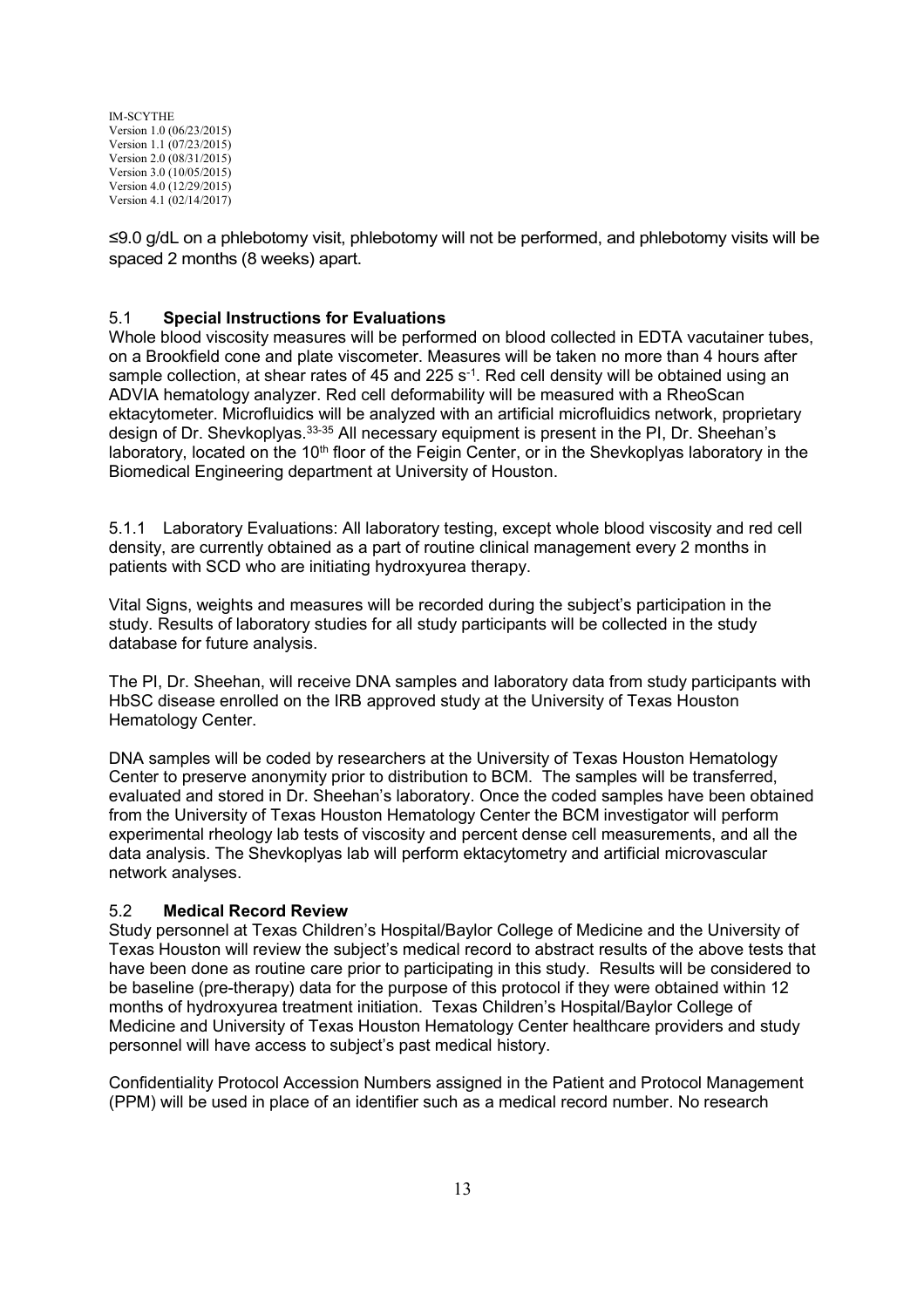≤9.0 g/dL on a phlebotomy visit, phlebotomy will not be performed, and phlebotomy visits will be spaced 2 months (8 weeks) apart.

### 5.1 **Special Instructions for Evaluations**

Whole blood viscosity measures will be performed on blood collected in EDTA vacutainer tubes, on a Brookfield cone and plate viscometer. Measures will be taken no more than 4 hours after sample collection, at shear rates of 45 and 225 $s^{-1}$. Red cell density will be obtained using an ADVIA hematology analyzer. Red cell deformability will be measured with a RheoScan ektacytometer. Microfluidics will be analyzed with an artificial microfluidics network, proprietary design of Dr. Shevkoplyas.[33-35] All necessary equipment is present in the PI, Dr. Sheehan's laboratory, located on the 10th floor of the Feigin Center, or in the Shevkoplyas laboratory in the Biomedical Engineering department at University of Houston.

5.1.1 Laboratory Evaluations: All laboratory testing, except whole blood viscosity and red cell density, are currently obtained as a part of routine clinical management every 2 months in patients with SCD who are initiating hydroxyurea therapy.

Vital Signs, weights and measures will be recorded during the subject's participation in the study. Results of laboratory studies for all study participants will be collected in the study database for future analysis.

The PI, Dr. Sheehan, will receive DNA samples and laboratory data from study participants with HbSC disease enrolled on the IRB approved study at the University of Texas Houston Hematology Center.

DNA samples will be coded by researchers at the University of Texas Houston Hematology Center to preserve anonymity prior to distribution to BCM. The samples will be transferred, evaluated and stored in Dr. Sheehan's laboratory. Once the coded samples have been obtained from the University of Texas Houston Hematology Center the BCM investigator will perform experimental rheology lab tests of viscosity and percent dense cell measurements, and all the data analysis. The Shevkoplyas lab will perform ektacytometry and artificial microvascular network analyses.

### 5.2 **Medical Record Review**

Study personnel at Texas Children's Hospital/Baylor College of Medicine and the University of Texas Houston will review the subject's medical record to abstract results of the above tests that have been done as routine care prior to participating in this study. Results will be considered to be baseline (pre-therapy) data for the purpose of this protocol if they were obtained within 12 months of hydroxyurea treatment initiation. Texas Children's Hospital/Baylor College of Medicine and University of Texas Houston Hematology Center healthcare providers and study personnel will have access to subject's past medical history.

Confidentiality Protocol Accession Numbers assigned in the Patient and Protocol Management (PPM) will be used in place of an identifier such as a medical record number. No research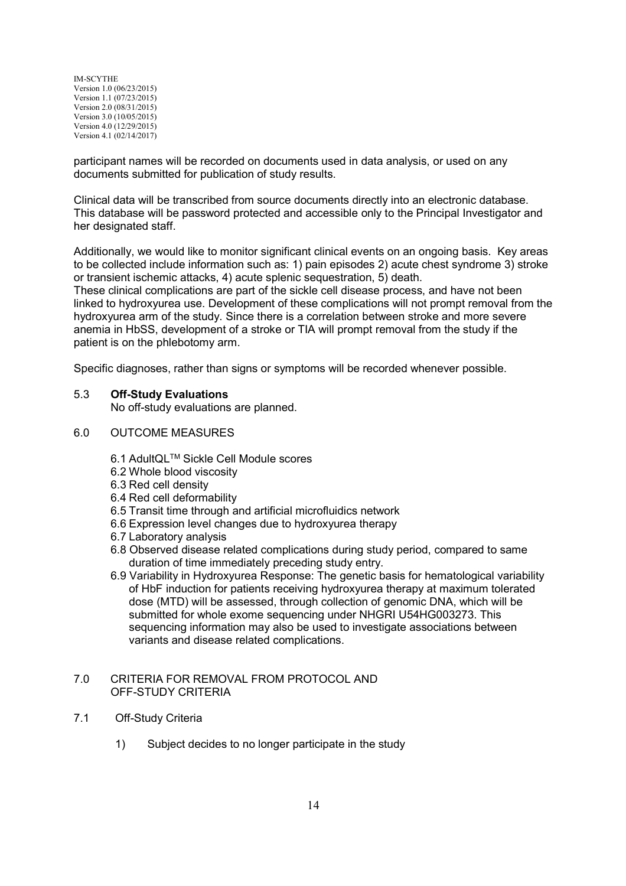participant names will be recorded on documents used in data analysis, or used on any documents submitted for publication of study results.

Clinical data will be transcribed from source documents directly into an electronic database. This database will be password protected and accessible only to the Principal Investigator and her designated staff.

Additionally, we would like to monitor significant clinical events on an ongoing basis. Key areas to be collected include information such as: 1) pain episodes 2) acute chest syndrome 3) stroke or transient ischemic attacks, 4) acute splenic sequestration, 5) death.
These clinical complications are part of the sickle cell disease process, and have not been linked to hydroxyurea use. Development of these complications will not prompt removal from the hydroxyurea arm of the study. Since there is a correlation between stroke and more severe anemia in HbSS, development of a stroke or TIA will prompt removal from the study if the patient is on the phlebotomy arm.

Specific diagnoses, rather than signs or symptoms will be recorded whenever possible.

### 5.3 Off-Study Evaluations

No off-study evaluations are planned.

## 6.0 OUTCOME MEASURES

- 6.1 AdultQL™ Sickle Cell Module scores
- 6.2 Whole blood viscosity
- 6.3 Red cell density
- 6.4 Red cell deformability
- 6.5 Transit time through and artificial microfluidics network
- 6.6 Expression level changes due to hydroxyurea therapy
- 6.7 Laboratory analysis
- 6.8 Observed disease related complications during study period, compared to same duration of time immediately preceding study entry.
- 6.9 Variability in Hydroxyurea Response: The genetic basis for hematological variability of HbF induction for patients receiving hydroxyurea therapy at maximum tolerated dose (MTD) will be assessed, through collection of genomic DNA, which will be submitted for whole exome sequencing under NHGRI U54HG003273. This sequencing information may also be used to investigate associations between variants and disease related complications.

## 7.0 CRITERIA FOR REMOVAL FROM PROTOCOL AND OFF-STUDY CRITERIA

### 7.1 Off-Study Criteria

1) Subject decides to no longer participate in the study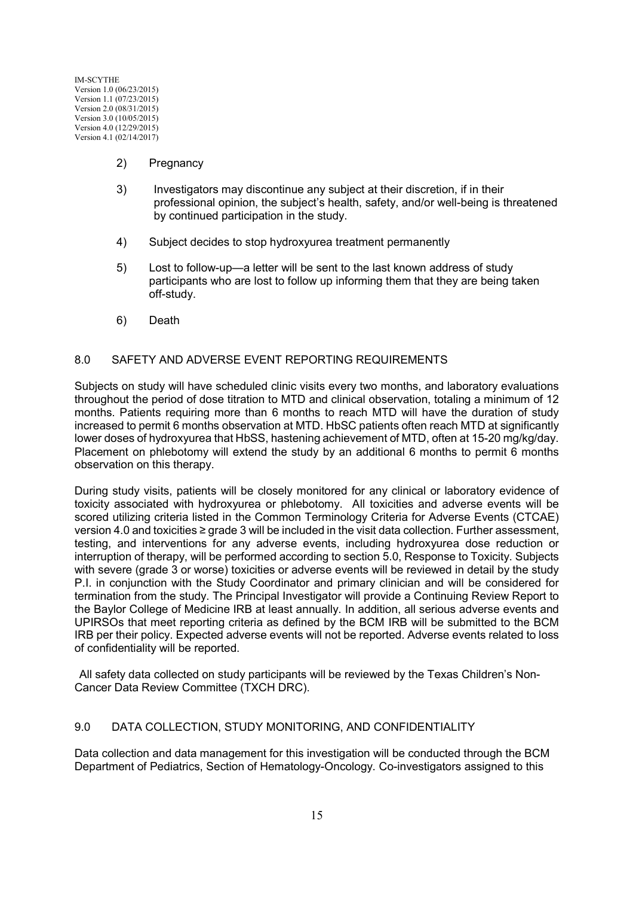2) Pregnancy

3) Investigators may discontinue any subject at their discretion, if in their professional opinion, the subject's health, safety, and/or well-being is threatened by continued participation in the study.

4) Subject decides to stop hydroxyurea treatment permanently

5) Lost to follow-up—a letter will be sent to the last known address of study participants who are lost to follow up informing them that they are being taken off-study.

6) Death

## 8.0 SAFETY AND ADVERSE EVENT REPORTING REQUIREMENTS

Subjects on study will have scheduled clinic visits every two months, and laboratory evaluations throughout the period of dose titration to MTD and clinical observation, totaling a minimum of 12 months. Patients requiring more than 6 months to reach MTD will have the duration of study increased to permit 6 months observation at MTD. HbSC patients often reach MTD at significantly lower doses of hydroxyurea that HbSS, hastening achievement of MTD, often at 15-20 mg/kg/day. Placement on phlebotomy will extend the study by an additional 6 months to permit 6 months observation on this therapy.

During study visits, patients will be closely monitored for any clinical or laboratory evidence of toxicity associated with hydroxyurea or phlebotomy. All toxicities and adverse events will be scored utilizing criteria listed in the Common Terminology Criteria for Adverse Events (CTCAE) version 4.0 and toxicities ≥ grade 3 will be included in the visit data collection. Further assessment, testing, and interventions for any adverse events, including hydroxyurea dose reduction or interruption of therapy, will be performed according to section 5.0, Response to Toxicity. Subjects with severe (grade 3 or worse) toxicities or adverse events will be reviewed in detail by the study P.I. in conjunction with the Study Coordinator and primary clinician and will be considered for termination from the study. The Principal Investigator will provide a Continuing Review Report to the Baylor College of Medicine IRB at least annually. In addition, all serious adverse events and UPIRSOs that meet reporting criteria as defined by the BCM IRB will be submitted to the BCM IRB per their policy. Expected adverse events will not be reported. Adverse events related to loss of confidentiality will be reported.

All safety data collected on study participants will be reviewed by the Texas Children's Non-Cancer Data Review Committee (TXCH DRC).

## 9.0 DATA COLLECTION, STUDY MONITORING, AND CONFIDENTIALITY

Data collection and data management for this investigation will be conducted through the BCM Department of Pediatrics, Section of Hematology-Oncology. Co-investigators assigned to this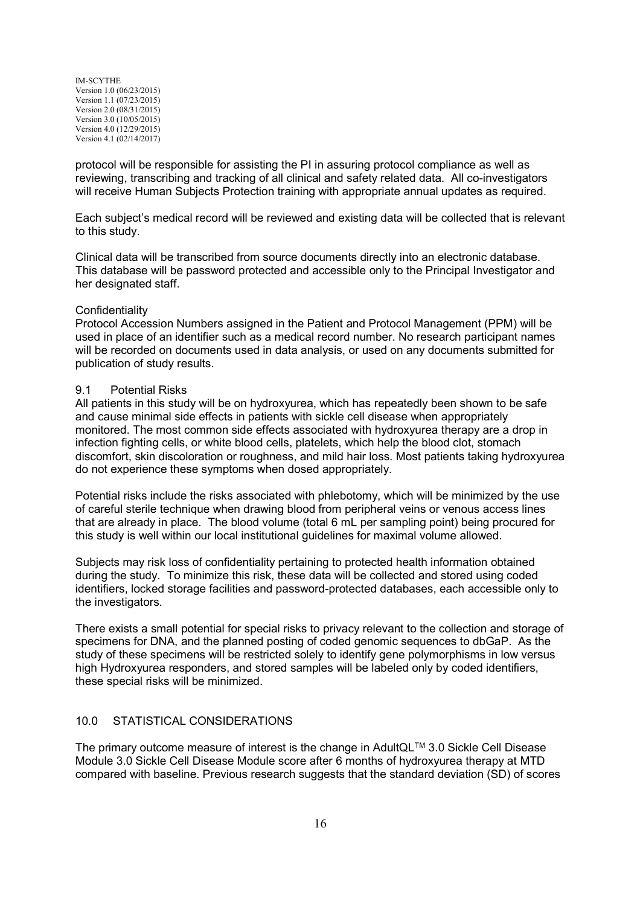protocol will be responsible for assisting the PI in assuring protocol compliance as well as reviewing, transcribing and tracking of all clinical and safety related data. All co-investigators will receive Human Subjects Protection training with appropriate annual updates as required.

Each subject's medical record will be reviewed and existing data will be collected that is relevant to this study.

Clinical data will be transcribed from source documents directly into an electronic database. This database will be password protected and accessible only to the Principal Investigator and her designated staff.

Confidentiality

Protocol Accession Numbers assigned in the Patient and Protocol Management (PPM) will be used in place of an identifier such as a medical record number. No research participant names will be recorded on documents used in data analysis, or used on any documents submitted for publication of study results.

### 9.1 Potential Risks

All patients in this study will be on hydroxyurea, which has repeatedly been shown to be safe and cause minimal side effects in patients with sickle cell disease when appropriately monitored. The most common side effects associated with hydroxyurea therapy are a drop in infection fighting cells, or white blood cells, platelets, which help the blood clot, stomach discomfort, skin discoloration or roughness, and mild hair loss. Most patients taking hydroxyurea do not experience these symptoms when dosed appropriately.

Potential risks include the risks associated with phlebotomy, which will be minimized by the use of careful sterile technique when drawing blood from peripheral veins or venous access lines that are already in place. The blood volume (total 6 mL per sampling point) being procured for this study is well within our local institutional guidelines for maximal volume allowed.

Subjects may risk loss of confidentiality pertaining to protected health information obtained during the study. To minimize this risk, these data will be collected and stored using coded identifiers, locked storage facilities and password-protected databases, each accessible only to the investigators.

There exists a small potential for special risks to privacy relevant to the collection and storage of specimens for DNA, and the planned posting of coded genomic sequences to dbGaP. As the study of these specimens will be restricted solely to identify gene polymorphisms in low versus high Hydroxyurea responders, and stored samples will be labeled only by coded identifiers, these special risks will be minimized.

## 10.0 STATISTICAL CONSIDERATIONS

The primary outcome measure of interest is the change in AdultQL™ 3.0 Sickle Cell Disease Module 3.0 Sickle Cell Disease Module score after 6 months of hydroxyurea therapy at MTD compared with baseline. Previous research suggests that the standard deviation (SD) of scores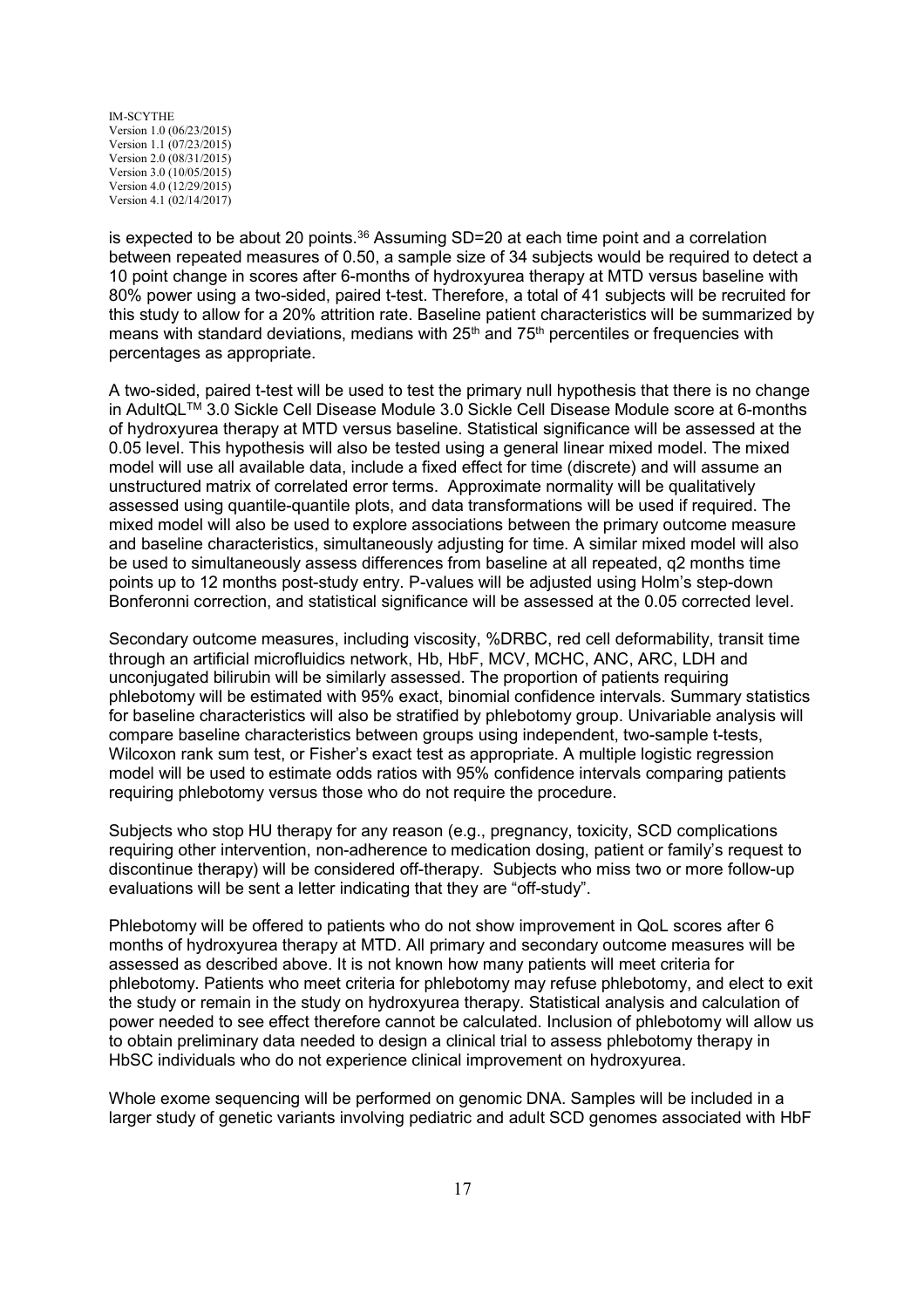is expected to be about 20 points.[36] Assuming SD=20 at each time point and a correlation between repeated measures of 0.50, a sample size of 34 subjects would be required to detect a 10 point change in scores after 6-months of hydroxyurea therapy at MTD versus baseline with 80% power using a two-sided, paired t-test. Therefore, a total of 41 subjects will be recruited for this study to allow for a 20% attrition rate. Baseline patient characteristics will be summarized by means with standard deviations, medians with 25th and 75th percentiles or frequencies with percentages as appropriate.

A two-sided, paired t-test will be used to test the primary null hypothesis that there is no change in AdultQL™ 3.0 Sickle Cell Disease Module 3.0 Sickle Cell Disease Module score at 6-months of hydroxyurea therapy at MTD versus baseline. Statistical significance will be assessed at the 0.05 level. This hypothesis will also be tested using a general linear mixed model. The mixed model will use all available data, include a fixed effect for time (discrete) and will assume an unstructured matrix of correlated error terms. Approximate normality will be qualitatively assessed using quantile-quantile plots, and data transformations will be used if required. The mixed model will also be used to explore associations between the primary outcome measure and baseline characteristics, simultaneously adjusting for time. A similar mixed model will also be used to simultaneously assess differences from baseline at all repeated, q2 months time points up to 12 months post-study entry. P-values will be adjusted using Holm's step-down Bonferonni correction, and statistical significance will be assessed at the 0.05 corrected level.

Secondary outcome measures, including viscosity, %DRBC, red cell deformability, transit time through an artificial microfluidics network, Hb, HbF, MCV, MCHC, ANC, ARC, LDH and unconjugated bilirubin will be similarly assessed. The proportion of patients requiring phlebotomy will be estimated with 95% exact, binomial confidence intervals. Summary statistics for baseline characteristics will also be stratified by phlebotomy group. Univariable analysis will compare baseline characteristics between groups using independent, two-sample t-tests, Wilcoxon rank sum test, or Fisher's exact test as appropriate. A multiple logistic regression model will be used to estimate odds ratios with 95% confidence intervals comparing patients requiring phlebotomy versus those who do not require the procedure.

Subjects who stop HU therapy for any reason (e.g., pregnancy, toxicity, SCD complications requiring other intervention, non-adherence to medication dosing, patient or family's request to discontinue therapy) will be considered off-therapy. Subjects who miss two or more follow-up evaluations will be sent a letter indicating that they are "off-study".

Phlebotomy will be offered to patients who do not show improvement in QoL scores after 6 months of hydroxyurea therapy at MTD. All primary and secondary outcome measures will be assessed as described above. It is not known how many patients will meet criteria for phlebotomy. Patients who meet criteria for phlebotomy may refuse phlebotomy, and elect to exit the study or remain in the study on hydroxyurea therapy. Statistical analysis and calculation of power needed to see effect therefore cannot be calculated. Inclusion of phlebotomy will allow us to obtain preliminary data needed to design a clinical trial to assess phlebotomy therapy in HbSC individuals who do not experience clinical improvement on hydroxyurea.

Whole exome sequencing will be performed on genomic DNA. Samples will be included in a larger study of genetic variants involving pediatric and adult SCD genomes associated with HbF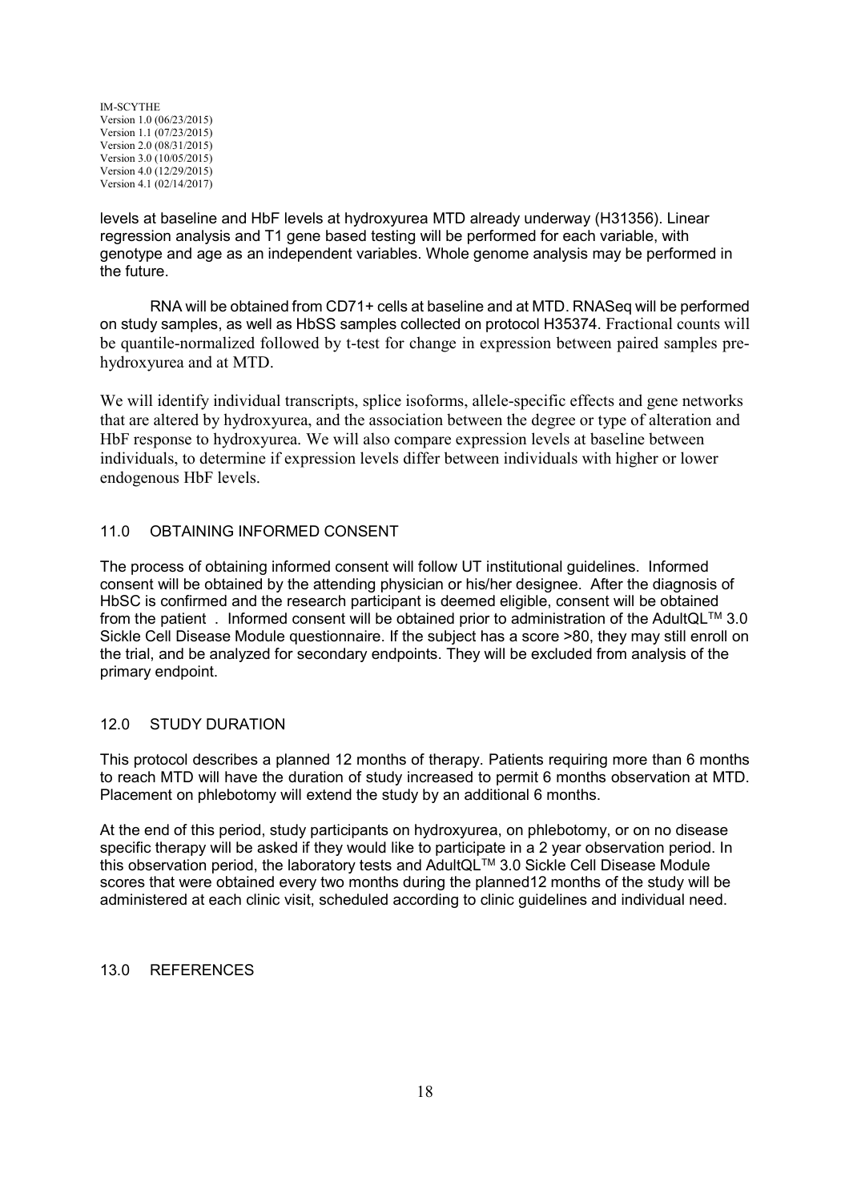levels at baseline and HbF levels at hydroxyurea MTD already underway (H31356). Linear regression analysis and T1 gene based testing will be performed for each variable, with genotype and age as an independent variables. Whole genome analysis may be performed in the future.

RNA will be obtained from CD71+ cells at baseline and at MTD. RNASeq will be performed on study samples, as well as HbSS samples collected on protocol H35374. Fractional counts will be quantile-normalized followed by t-test for change in expression between paired samples pre-hydroxyurea and at MTD.

We will identify individual transcripts, splice isoforms, allele-specific effects and gene networks that are altered by hydroxyurea, and the association between the degree or type of alteration and HbF response to hydroxyurea. We will also compare expression levels at baseline between individuals, to determine if expression levels differ between individuals with higher or lower endogenous HbF levels.

## 11.0 OBTAINING INFORMED CONSENT

The process of obtaining informed consent will follow UT institutional guidelines. Informed consent will be obtained by the attending physician or his/her designee. After the diagnosis of HbSC is confirmed and the research participant is deemed eligible, consent will be obtained from the patient . Informed consent will be obtained prior to administration of the AdultQL™ 3.0 Sickle Cell Disease Module questionnaire. If the subject has a score >80, they may still enroll on the trial, and be analyzed for secondary endpoints. They will be excluded from analysis of the primary endpoint.

## 12.0 STUDY DURATION

This protocol describes a planned 12 months of therapy. Patients requiring more than 6 months to reach MTD will have the duration of study increased to permit 6 months observation at MTD. Placement on phlebotomy will extend the study by an additional 6 months.

At the end of this period, study participants on hydroxyurea, on phlebotomy, or on no disease specific therapy will be asked if they would like to participate in a 2 year observation period. In this observation period, the laboratory tests and AdultQL™ 3.0 Sickle Cell Disease Module scores that were obtained every two months during the planned12 months of the study will be administered at each clinic visit, scheduled according to clinic guidelines and individual need.

## 13.0 REFERENCES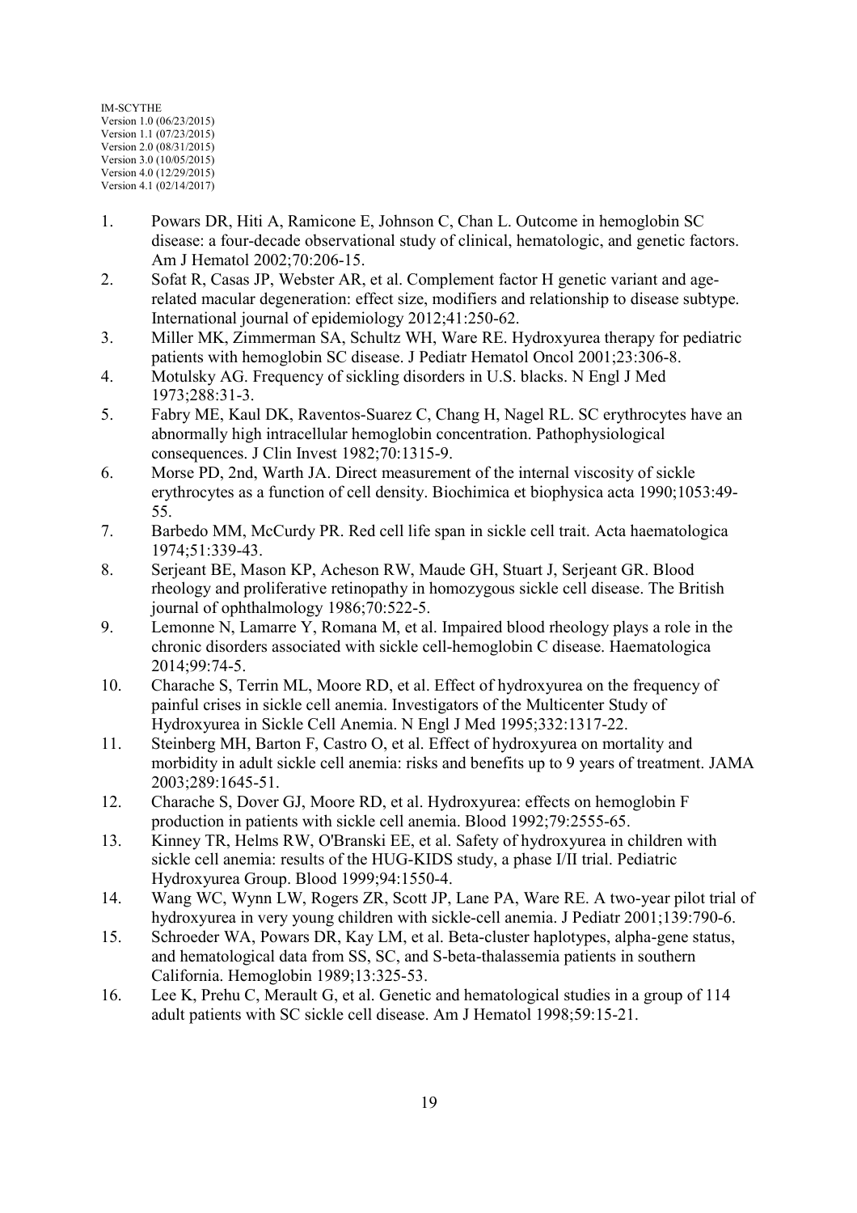1. Powars DR, Hiti A, Ramicone E, Johnson C, Chan L. Outcome in hemoglobin SC disease: a four-decade observational study of clinical, hematologic, and genetic factors. Am J Hematol 2002;70:206-15.
2. Sofat R, Casas JP, Webster AR, et al. Complement factor H genetic variant and age-related macular degeneration: effect size, modifiers and relationship to disease subtype. International journal of epidemiology 2012;41:250-62.
3. Miller MK, Zimmerman SA, Schultz WH, Ware RE. Hydroxyurea therapy for pediatric patients with hemoglobin SC disease. J Pediatr Hematol Oncol 2001;23:306-8.
4. Motulsky AG. Frequency of sickling disorders in U.S. blacks. N Engl J Med 1973;288:31-3.
5. Fabry ME, Kaul DK, Raventos-Suarez C, Chang H, Nagel RL. SC erythrocytes have an abnormally high intracellular hemoglobin concentration. Pathophysiological consequences. J Clin Invest 1982;70:1315-9.
6. Morse PD, 2nd, Warth JA. Direct measurement of the internal viscosity of sickle erythrocytes as a function of cell density. Biochimica et biophysica acta 1990;1053:49-55.
7. Barbedo MM, McCurdy PR. Red cell life span in sickle cell trait. Acta haematologica 1974;51:339-43.
8. Serjeant BE, Mason KP, Acheson RW, Maude GH, Stuart J, Serjeant GR. Blood rheology and proliferative retinopathy in homozygous sickle cell disease. The British journal of ophthalmology 1986;70:522-5.
9. Lemonne N, Lamarre Y, Romana M, et al. Impaired blood rheology plays a role in the chronic disorders associated with sickle cell-hemoglobin C disease. Haematologica 2014;99:74-5.
10. Charache S, Terrin ML, Moore RD, et al. Effect of hydroxyurea on the frequency of painful crises in sickle cell anemia. Investigators of the Multicenter Study of Hydroxyurea in Sickle Cell Anemia. N Engl J Med 1995;332:1317-22.
11. Steinberg MH, Barton F, Castro O, et al. Effect of hydroxyurea on mortality and morbidity in adult sickle cell anemia: risks and benefits up to 9 years of treatment. JAMA 2003;289:1645-51.
12. Charache S, Dover GJ, Moore RD, et al. Hydroxyurea: effects on hemoglobin F production in patients with sickle cell anemia. Blood 1992;79:2555-65.
13. Kinney TR, Helms RW, O'Branski EE, et al. Safety of hydroxyurea in children with sickle cell anemia: results of the HUG-KIDS study, a phase I/II trial. Pediatric Hydroxyurea Group. Blood 1999;94:1550-4.
14. Wang WC, Wynn LW, Rogers ZR, Scott JP, Lane PA, Ware RE. A two-year pilot trial of hydroxyurea in very young children with sickle-cell anemia. J Pediatr 2001;139:790-6.
15. Schroeder WA, Powars DR, Kay LM, et al. Beta-cluster haplotypes, alpha-gene status, and hematological data from SS, SC, and S-beta-thalassemia patients in southern California. Hemoglobin 1989;13:325-53.
16. Lee K, Prehu C, Merault G, et al. Genetic and hematological studies in a group of 114 adult patients with SC sickle cell disease. Am J Hematol 1998;59:15-21.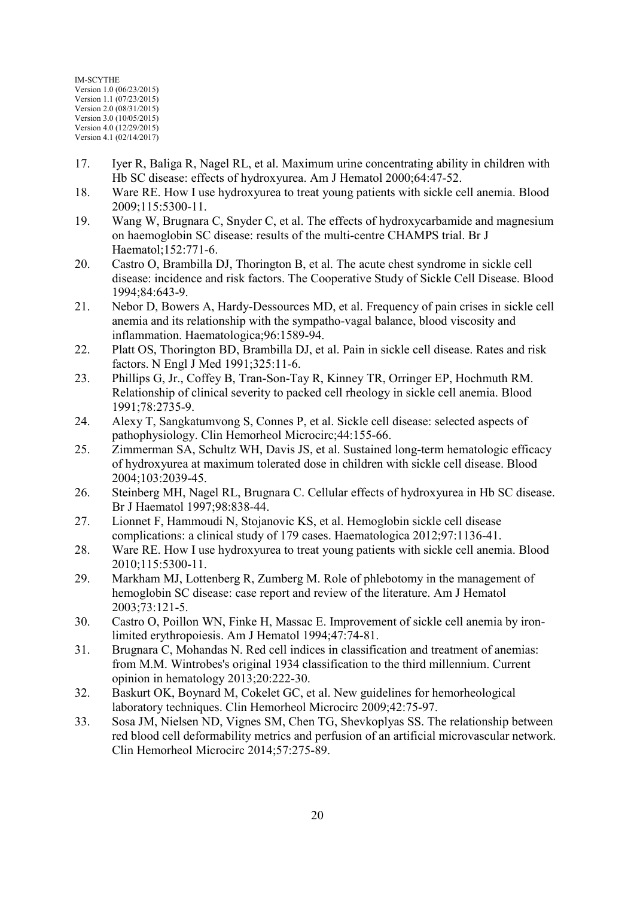17. Iyer R, Baliga R, Nagel RL, et al. Maximum urine concentrating ability in children with Hb SC disease: effects of hydroxyurea. Am J Hematol 2000;64:47-52.
18. Ware RE. How I use hydroxyurea to treat young patients with sickle cell anemia. Blood 2009;115:5300-11.
19. Wang W, Brugnara C, Snyder C, et al. The effects of hydroxycarbamide and magnesium on haemoglobin SC disease: results of the multi-centre CHAMPS trial. Br J Haematol;152:771-6.
20. Castro O, Brambilla DJ, Thorington B, et al. The acute chest syndrome in sickle cell disease: incidence and risk factors. The Cooperative Study of Sickle Cell Disease. Blood 1994;84:643-9.
21. Nebor D, Bowers A, Hardy-Dessources MD, et al. Frequency of pain crises in sickle cell anemia and its relationship with the sympatho-vagal balance, blood viscosity and inflammation. Haematologica;96:1589-94.
22. Platt OS, Thorington BD, Brambilla DJ, et al. Pain in sickle cell disease. Rates and risk factors. N Engl J Med 1991;325:11-6.
23. Phillips G, Jr., Coffey B, Tran-Son-Tay R, Kinney TR, Orringer EP, Hochmuth RM. Relationship of clinical severity to packed cell rheology in sickle cell anemia. Blood 1991;78:2735-9.
24. Alexy T, Sangkatumvong S, Connes P, et al. Sickle cell disease: selected aspects of pathophysiology. Clin Hemorheol Microcirc;44:155-66.
25. Zimmerman SA, Schultz WH, Davis JS, et al. Sustained long-term hematologic efficacy of hydroxyurea at maximum tolerated dose in children with sickle cell disease. Blood 2004;103:2039-45.
26. Steinberg MH, Nagel RL, Brugnara C. Cellular effects of hydroxyurea in Hb SC disease. Br J Haematol 1997;98:838-44.
27. Lionnet F, Hammoudi N, Stojanovic KS, et al. Hemoglobin sickle cell disease complications: a clinical study of 179 cases. Haematologica 2012;97:1136-41.
28. Ware RE. How I use hydroxyurea to treat young patients with sickle cell anemia. Blood 2010;115:5300-11.
29. Markham MJ, Lottenberg R, Zumberg M. Role of phlebotomy in the management of hemoglobin SC disease: case report and review of the literature. Am J Hematol 2003;73:121-5.
30. Castro O, Poillon WN, Finke H, Massac E. Improvement of sickle cell anemia by iron-limited erythropoiesis. Am J Hematol 1994;47:74-81.
31. Brugnara C, Mohandas N. Red cell indices in classification and treatment of anemias: from M.M. Wintrobes's original 1934 classification to the third millennium. Current opinion in hematology 2013;20:222-30.
32. Baskurt OK, Boynard M, Cokelet GC, et al. New guidelines for hemorheological laboratory techniques. Clin Hemorheol Microcirc 2009;42:75-97.
33. Sosa JM, Nielsen ND, Vignes SM, Chen TG, Shevkoplyas SS. The relationship between red blood cell deformability metrics and perfusion of an artificial microvascular network. Clin Hemorheol Microcirc 2014;57:275-89.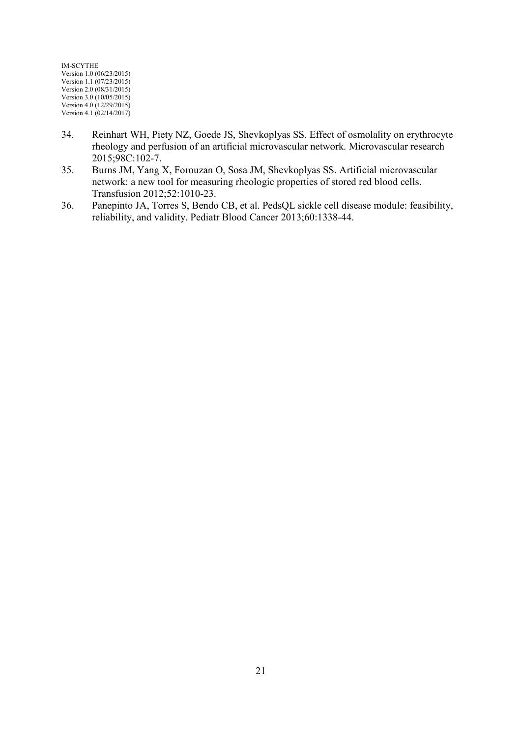34. Reinhart WH, Piety NZ, Goede JS, Shevkoplyas SS. Effect of osmolality on erythrocyte rheology and perfusion of an artificial microvascular network. Microvascular research 2015;98C:102-7.
35. Burns JM, Yang X, Forouzan O, Sosa JM, Shevkoplyas SS. Artificial microvascular network: a new tool for measuring rheologic properties of stored red blood cells. Transfusion 2012;52:1010-23.
36. Panepinto JA, Torres S, Bendo CB, et al. PedsQL sickle cell disease module: feasibility, reliability, and validity. Pediatr Blood Cancer 2013;60:1338-44.